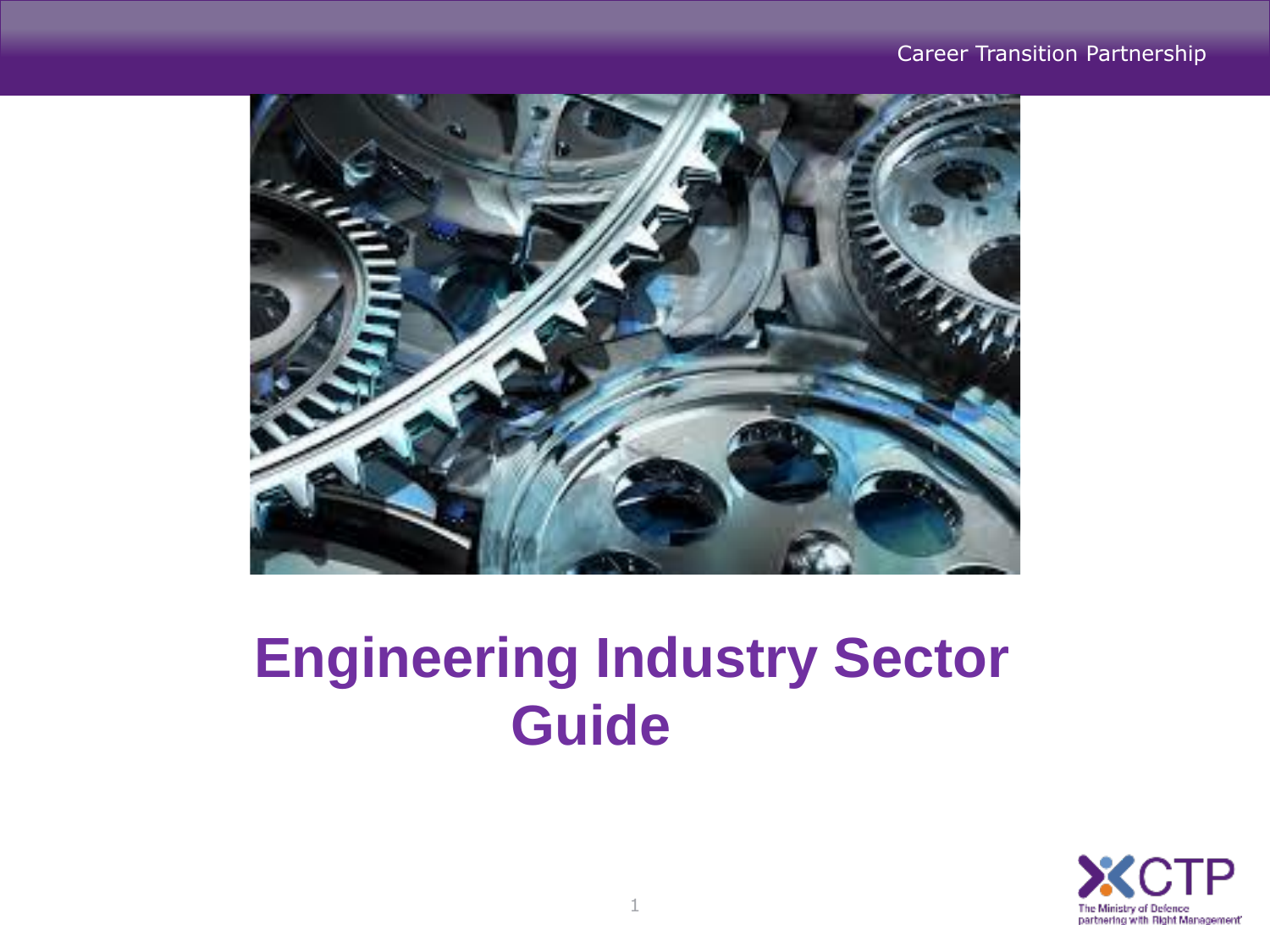Career Transition Partnership

# Engineering Industry Sector Guide

CTP
The Ministry of Defence partnering with Right Management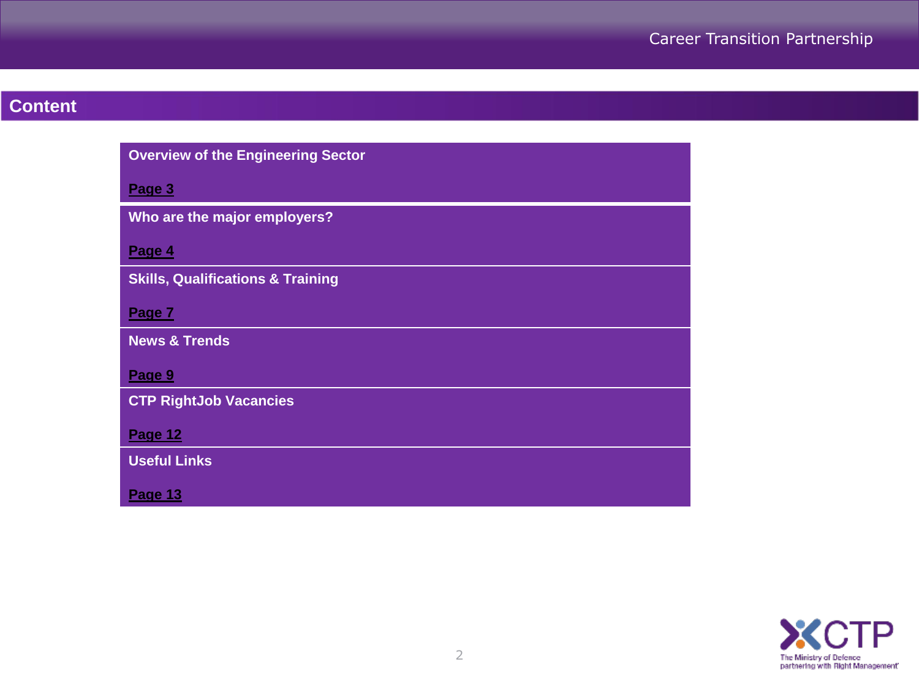## Content

**Overview of the Engineering Sector**

**Page 3**

**Who are the major employers?**

**Page 4**

**Skills, Qualifications & Training**

**Page 7**

**News & Trends**

**Page 9**

**CTP RightJob Vacancies**

**Page 12**

**Useful Links**

**Page 13**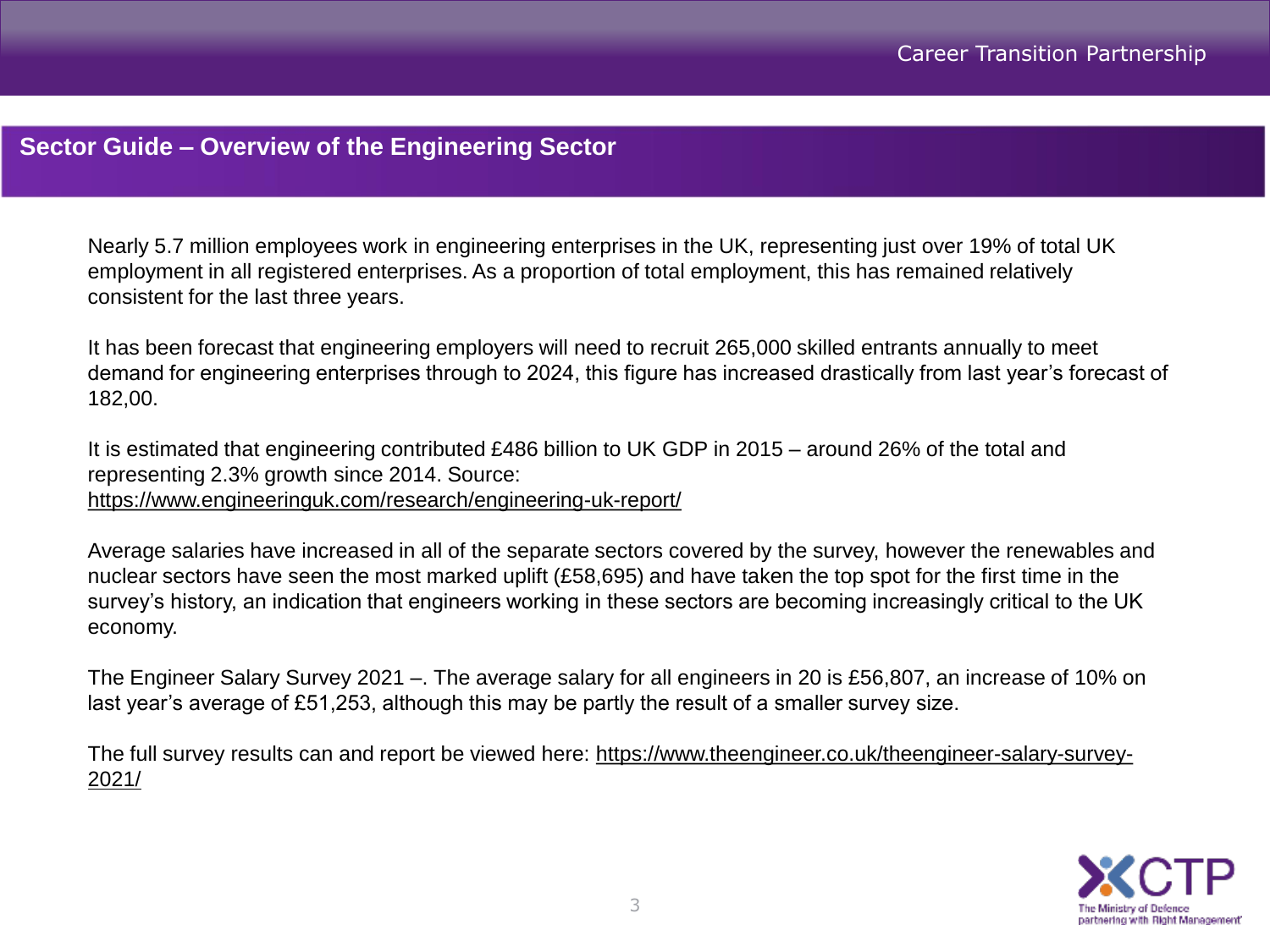## Sector Guide – Overview of the Engineering Sector

Nearly 5.7 million employees work in engineering enterprises in the UK, representing just over 19% of total UK employment in all registered enterprises. As a proportion of total employment, this has remained relatively consistent for the last three years.

It has been forecast that engineering employers will need to recruit 265,000 skilled entrants annually to meet demand for engineering enterprises through to 2024, this figure has increased drastically from last year's forecast of 182,00.

It is estimated that engineering contributed £486 billion to UK GDP in 2015 – around 26% of the total and representing 2.3% growth since 2014. Source: https://www.engineeringuk.com/research/engineering-uk-report/

Average salaries have increased in all of the separate sectors covered by the survey, however the renewables and nuclear sectors have seen the most marked uplift (£58,695) and have taken the top spot for the first time in the survey's history, an indication that engineers working in these sectors are becoming increasingly critical to the UK economy.

The Engineer Salary Survey 2021 –. The average salary for all engineers in 20 is £56,807, an increase of 10% on last year's average of £51,253, although this may be partly the result of a smaller survey size.

The full survey results can and report be viewed here: https://www.theengineer.co.uk/theengineer-salary-survey-2021/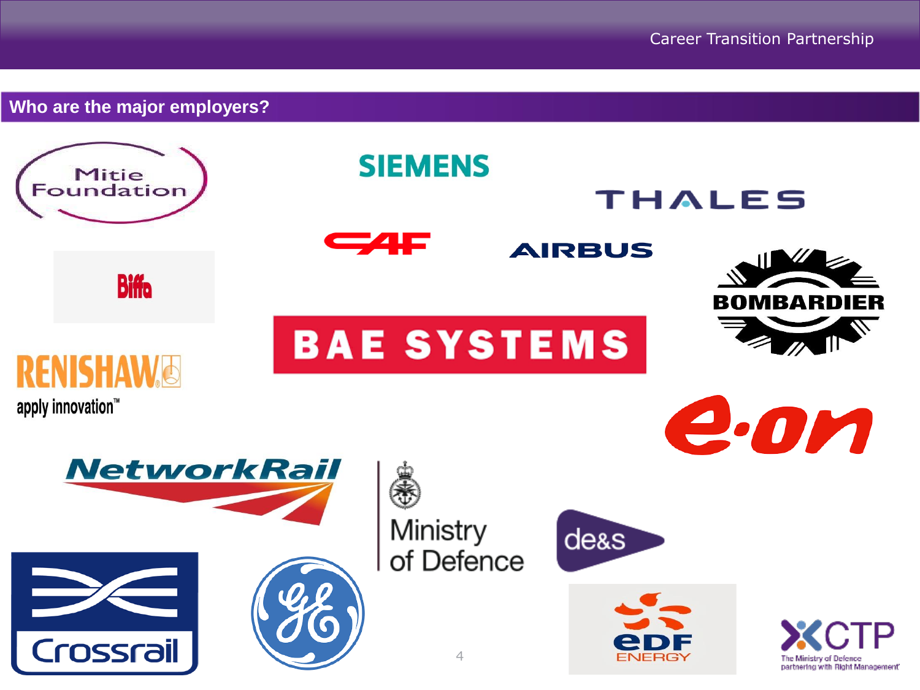## Who are the major employers?

Mitie Foundation

SIEMENS

THALES

CAF

AIRBUS

Biffa

BOMBARDIER

BAE SYSTEMS

RENISHAW
apply innovation™

e.on

NetworkRail

Ministry of Defence

de&s

Crossrail

GE

EDF ENERGY

CTP
The Ministry of Defence partnering with Right Management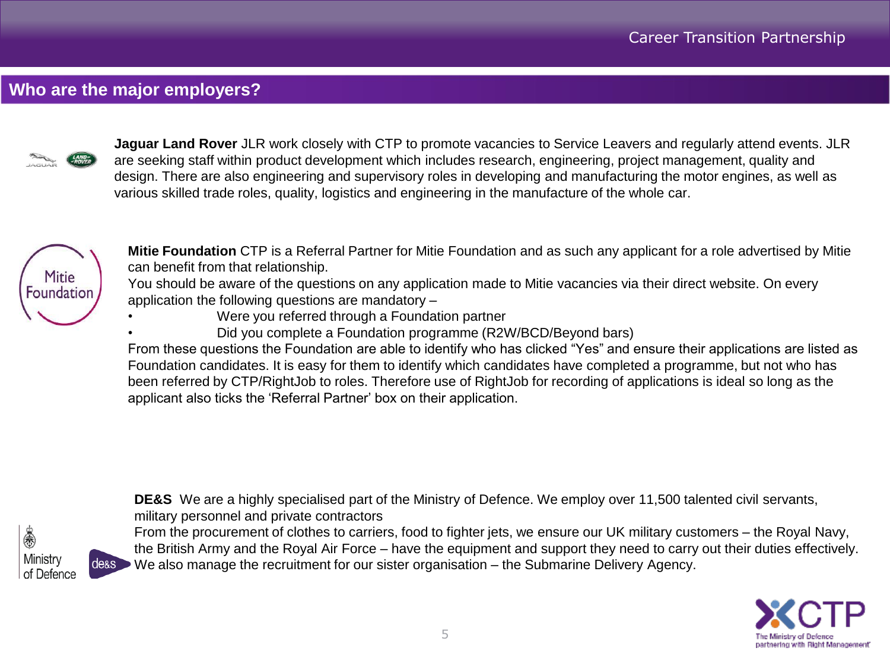## Who are the major employers?

**Jaguar Land Rover** JLR work closely with CTP to promote vacancies to Service Leavers and regularly attend events. JLR are seeking staff within product development which includes research, engineering, project management, quality and design. There are also engineering and supervisory roles in developing and manufacturing the motor engines, as well as various skilled trade roles, quality, logistics and engineering in the manufacture of the whole car.

**Mitie Foundation** CTP is a Referral Partner for Mitie Foundation and as such any applicant for a role advertised by Mitie can benefit from that relationship.
You should be aware of the questions on any application made to Mitie vacancies via their direct website. On every application the following questions are mandatory –

- Were you referred through a Foundation partner
- Did you complete a Foundation programme (R2W/BCD/Beyond bars)

From these questions the Foundation are able to identify who has clicked "Yes" and ensure their applications are listed as Foundation candidates. It is easy for them to identify which candidates have completed a programme, but not who has been referred by CTP/RightJob to roles. Therefore use of RightJob for recording of applications is ideal so long as the applicant also ticks the 'Referral Partner' box on their application.

**DE&S** We are a highly specialised part of the Ministry of Defence. We employ over 11,500 talented civil servants, military personnel and private contractors
From the procurement of clothes to carriers, food to fighter jets, we ensure our UK military customers – the Royal Navy, the British Army and the Royal Air Force – have the equipment and support they need to carry out their duties effectively. We also manage the recruitment for our sister organisation – the Submarine Delivery Agency.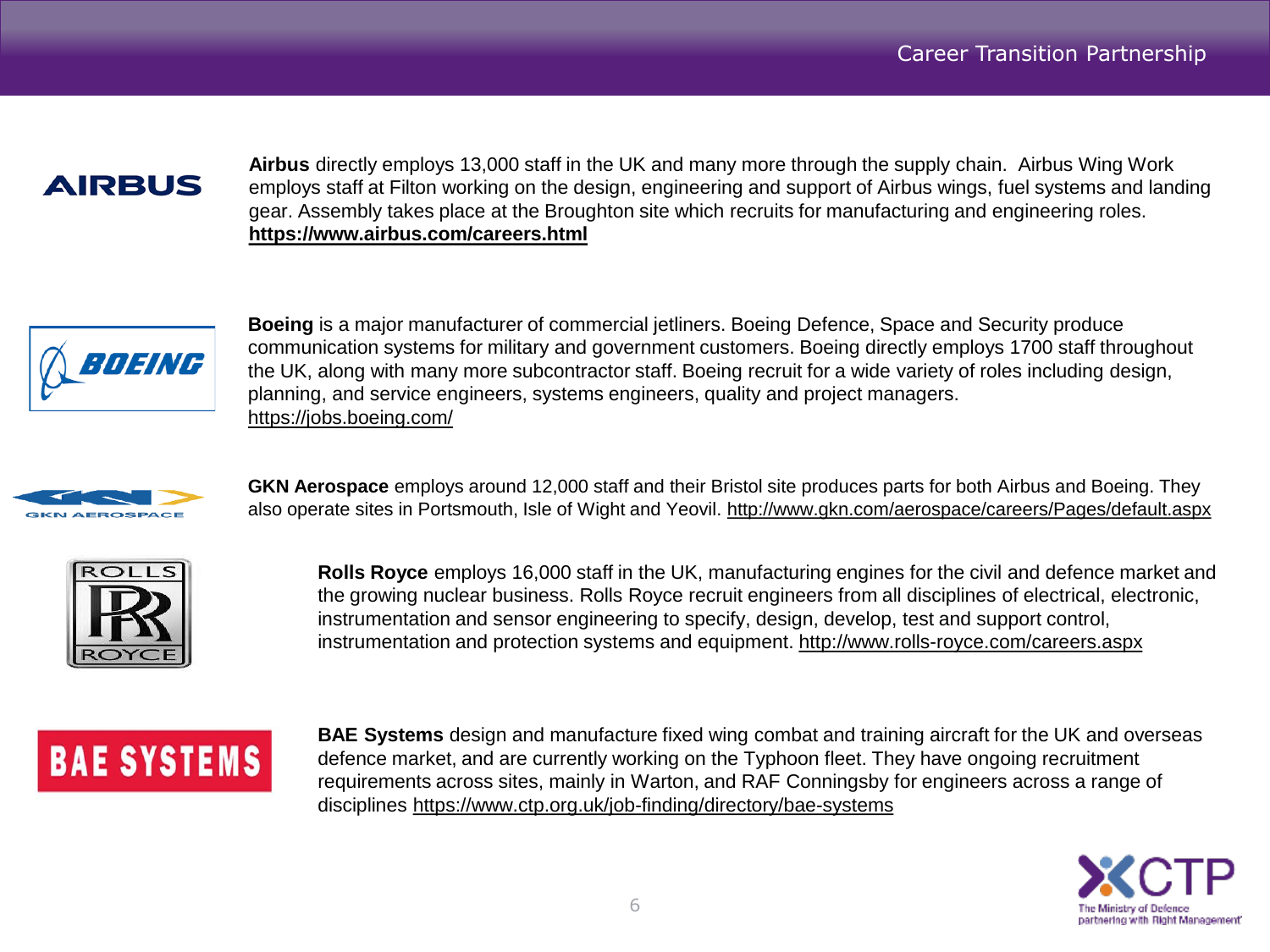**Airbus** directly employs 13,000 staff in the UK and many more through the supply chain. Airbus Wing Work employs staff at Filton working on the design, engineering and support of Airbus wings, fuel systems and landing gear. Assembly takes place at the Broughton site which recruits for manufacturing and engineering roles. **https://www.airbus.com/careers.html**

**Boeing** is a major manufacturer of commercial jetliners. Boeing Defence, Space and Security produce communication systems for military and government customers. Boeing directly employs 1700 staff throughout the UK, along with many more subcontractor staff. Boeing recruit for a wide variety of roles including design, planning, and service engineers, systems engineers, quality and project managers. https://jobs.boeing.com/

**GKN Aerospace** employs around 12,000 staff and their Bristol site produces parts for both Airbus and Boeing. They also operate sites in Portsmouth, Isle of Wight and Yeovil. http://www.gkn.com/aerospace/careers/Pages/default.aspx

**Rolls Royce** employs 16,000 staff in the UK, manufacturing engines for the civil and defence market and the growing nuclear business. Rolls Royce recruit engineers from all disciplines of electrical, electronic, instrumentation and sensor engineering to specify, design, develop, test and support control, instrumentation and protection systems and equipment. http://www.rolls-royce.com/careers.aspx

**BAE Systems** design and manufacture fixed wing combat and training aircraft for the UK and overseas defence market, and are currently working on the Typhoon fleet. They have ongoing recruitment requirements across sites, mainly in Warton, and RAF Conningsby for engineers across a range of disciplines https://www.ctp.org.uk/job-finding/directory/bae-systems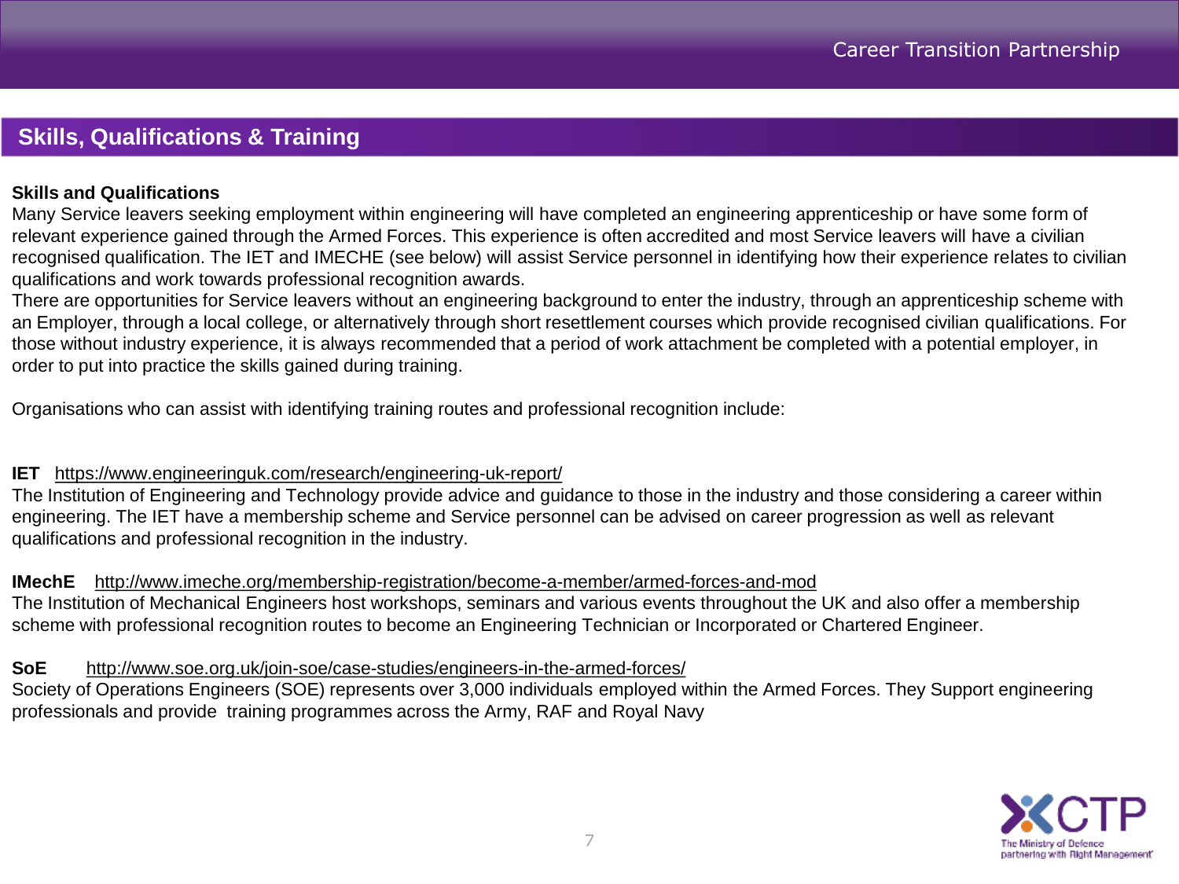## Skills, Qualifications & Training

**Skills and Qualifications**

Many Service leavers seeking employment within engineering will have completed an engineering apprenticeship or have some form of relevant experience gained through the Armed Forces. This experience is often accredited and most Service leavers will have a civilian recognised qualification. The IET and IMECHE (see below) will assist Service personnel in identifying how their experience relates to civilian qualifications and work towards professional recognition awards.

There are opportunities for Service leavers without an engineering background to enter the industry, through an apprenticeship scheme with an Employer, through a local college, or alternatively through short resettlement courses which provide recognised civilian qualifications. For those without industry experience, it is always recommended that a period of work attachment be completed with a potential employer, in order to put into practice the skills gained during training.

Organisations who can assist with identifying training routes and professional recognition include:

**IET** https://www.engineeringuk.com/research/engineering-uk-report/

The Institution of Engineering and Technology provide advice and guidance to those in the industry and those considering a career within engineering. The IET have a membership scheme and Service personnel can be advised on career progression as well as relevant qualifications and professional recognition in the industry.

**IMechE** http://www.imeche.org/membership-registration/become-a-member/armed-forces-and-mod

The Institution of Mechanical Engineers host workshops, seminars and various events throughout the UK and also offer a membership scheme with professional recognition routes to become an Engineering Technician or Incorporated or Chartered Engineer.

**SoE** http://www.soe.org.uk/join-soe/case-studies/engineers-in-the-armed-forces/

Society of Operations Engineers (SOE) represents over 3,000 individuals employed within the Armed Forces. They Support engineering professionals and provide training programmes across the Army, RAF and Royal Navy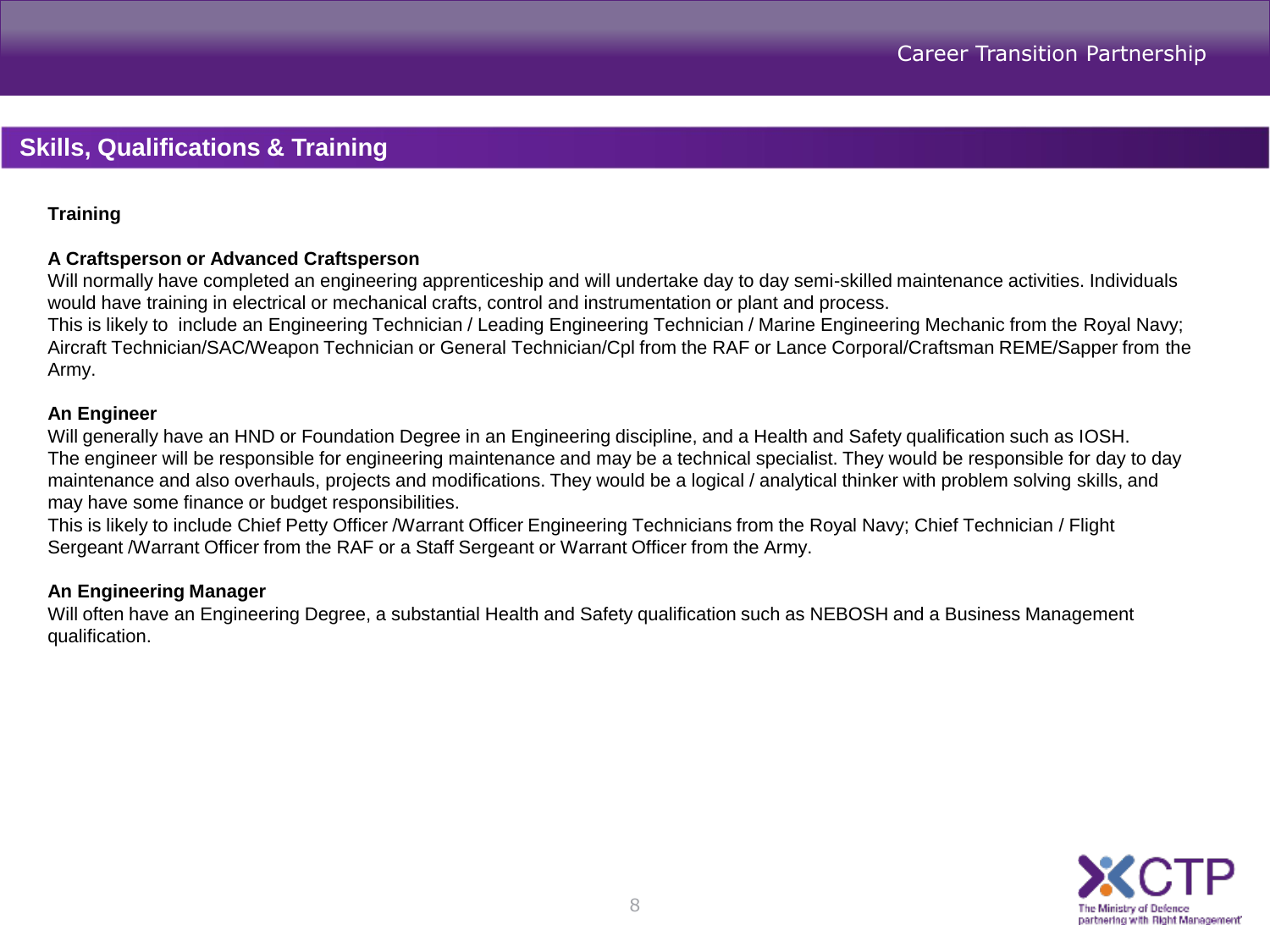## Skills, Qualifications & Training

**Training**

**A Craftsperson or Advanced Craftsperson**
Will normally have completed an engineering apprenticeship and will undertake day to day semi-skilled maintenance activities. Individuals would have training in electrical or mechanical crafts, control and instrumentation or plant and process.
This is likely to include an Engineering Technician / Leading Engineering Technician / Marine Engineering Mechanic from the Royal Navy; Aircraft Technician/SAC/Weapon Technician or General Technician/Cpl from the RAF or Lance Corporal/Craftsman REME/Sapper from the Army.

**An Engineer**
Will generally have an HND or Foundation Degree in an Engineering discipline, and a Health and Safety qualification such as IOSH.
The engineer will be responsible for engineering maintenance and may be a technical specialist. They would be responsible for day to day maintenance and also overhauls, projects and modifications. They would be a logical / analytical thinker with problem solving skills, and may have some finance or budget responsibilities.
This is likely to include Chief Petty Officer /Warrant Officer Engineering Technicians from the Royal Navy; Chief Technician / Flight Sergeant /Warrant Officer from the RAF or a Staff Sergeant or Warrant Officer from the Army.

**An Engineering Manager**
Will often have an Engineering Degree, a substantial Health and Safety qualification such as NEBOSH and a Business Management qualification.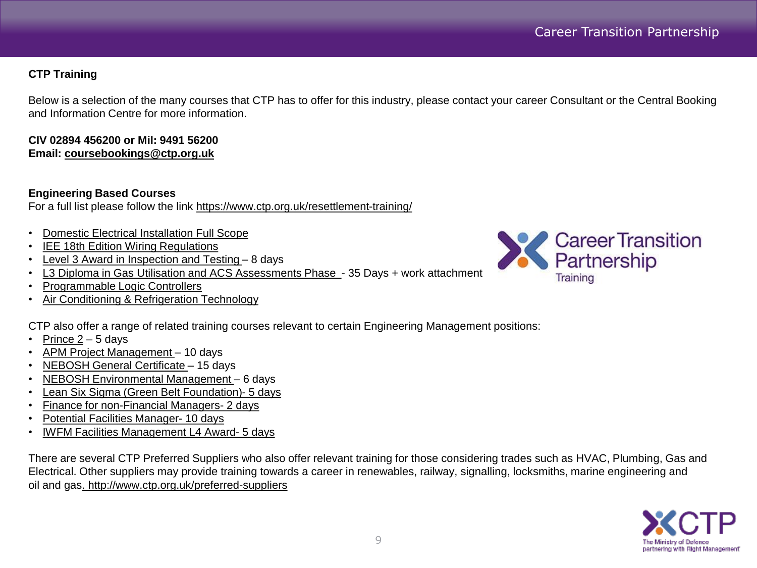## CTP Training

Below is a selection of the many courses that CTP has to offer for this industry, please contact your career Consultant or the Central Booking and Information Centre for more information.

**CIV 02894 456200 or Mil: 9491 56200**
**Email: coursebookings@ctp.org.uk**

### Engineering Based Courses

For a full list please follow the link https://www.ctp.org.uk/resettlement-training/

- Domestic Electrical Installation Full Scope
- IEE 18th Edition Wiring Regulations
- Level 3 Award in Inspection and Testing – 8 days
- L3 Diploma in Gas Utilisation and ACS Assessments Phase - 35 Days + work attachment
- Programmable Logic Controllers
- Air Conditioning & Refrigeration Technology

CTP also offer a range of related training courses relevant to certain Engineering Management positions:

- Prince 2 – 5 days
- APM Project Management – 10 days
- NEBOSH General Certificate – 15 days
- NEBOSH Environmental Management – 6 days
- Lean Six Sigma (Green Belt Foundation)- 5 days
- Finance for non-Financial Managers- 2 days
- Potential Facilities Manager- 10 days
- IWFM Facilities Management L4 Award- 5 days

There are several CTP Preferred Suppliers who also offer relevant training for those considering trades such as HVAC, Plumbing, Gas and Electrical. Other suppliers may provide training towards a career in renewables, railway, signalling, locksmiths, marine engineering and oil and gas. http://www.ctp.org.uk/preferred-suppliers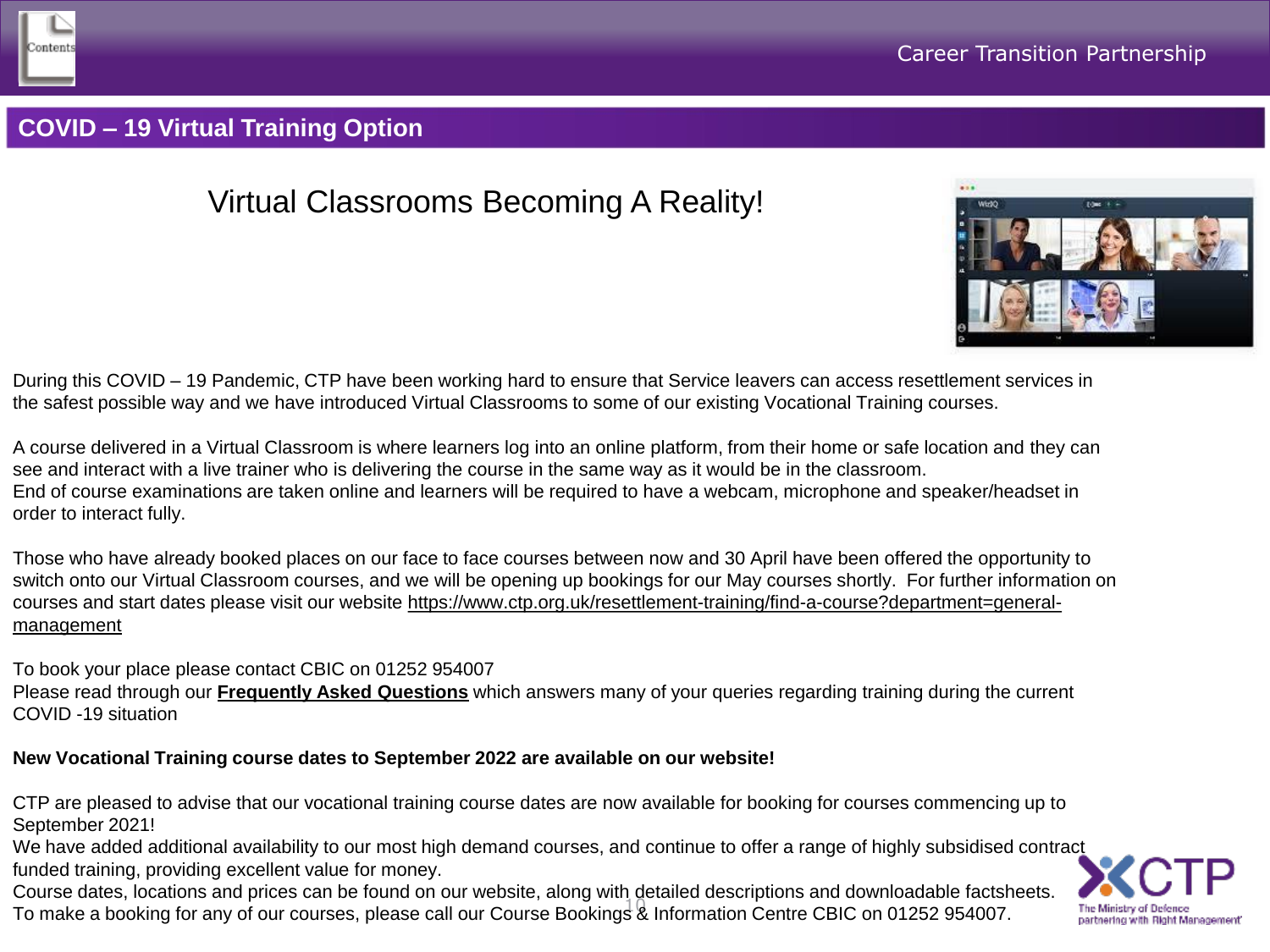## COVID – 19 Virtual Training Option

# Virtual Classrooms Becoming A Reality!

During this COVID – 19 Pandemic, CTP have been working hard to ensure that Service leavers can access resettlement services in the safest possible way and we have introduced Virtual Classrooms to some of our existing Vocational Training courses.

A course delivered in a Virtual Classroom is where learners log into an online platform, from their home or safe location and they can see and interact with a live trainer who is delivering the course in the same way as it would be in the classroom.
End of course examinations are taken online and learners will be required to have a webcam, microphone and speaker/headset in order to interact fully.

Those who have already booked places on our face to face courses between now and 30 April have been offered the opportunity to switch onto our Virtual Classroom courses, and we will be opening up bookings for our May courses shortly. For further information on courses and start dates please visit our website https://www.ctp.org.uk/resettlement-training/find-a-course?department=general-management

To book your place please contact CBIC on 01252 954007
Please read through our **Frequently Asked Questions** which answers many of your queries regarding training during the current COVID -19 situation

**New Vocational Training course dates to September 2022 are available on our website!**

CTP are pleased to advise that our vocational training course dates are now available for booking for courses commencing up to September 2021!
We have added additional availability to our most high demand courses, and continue to offer a range of highly subsidised contract funded training, providing excellent value for money.
Course dates, locations and prices can be found on our website, along with detailed descriptions and downloadable factsheets.
To make a booking for any of our courses, please call our Course Bookings & Information Centre CBIC on 01252 954007.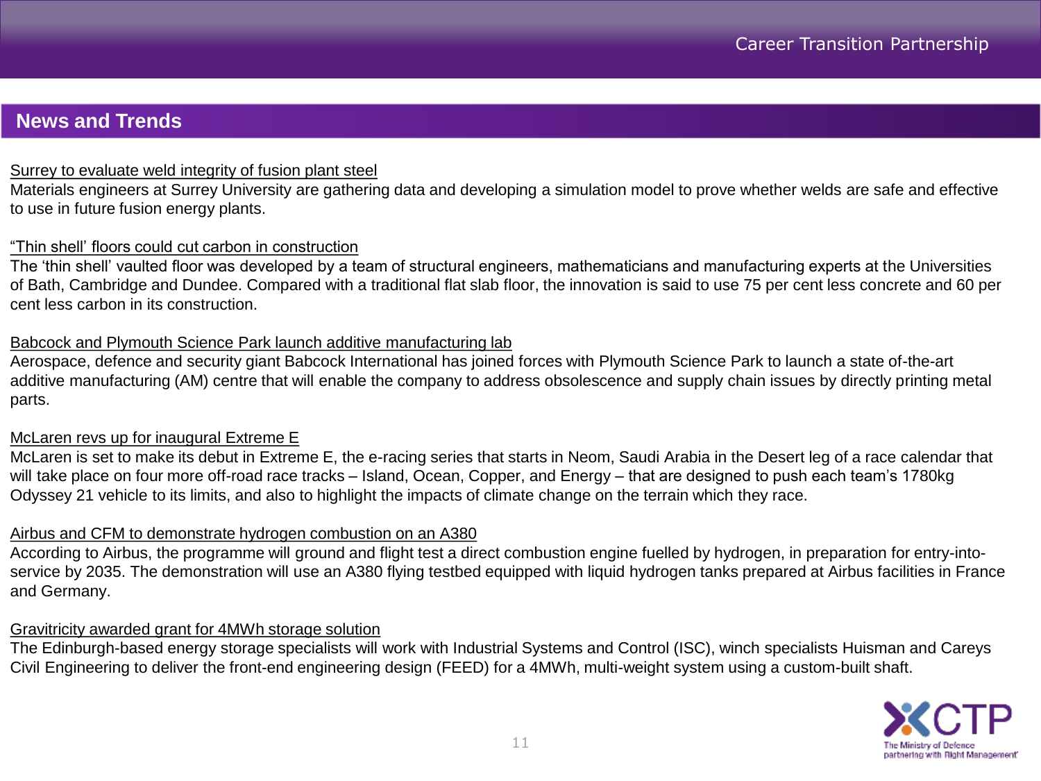## News and Trends

Surrey to evaluate weld integrity of fusion plant steel
Materials engineers at Surrey University are gathering data and developing a simulation model to prove whether welds are safe and effective to use in future fusion energy plants.

“Thin shell’ floors could cut carbon in construction
The ‘thin shell’ vaulted floor was developed by a team of structural engineers, mathematicians and manufacturing experts at the Universities of Bath, Cambridge and Dundee. Compared with a traditional flat slab floor, the innovation is said to use 75 per cent less concrete and 60 per cent less carbon in its construction.

Babcock and Plymouth Science Park launch additive manufacturing lab
Aerospace, defence and security giant Babcock International has joined forces with Plymouth Science Park to launch a state of-the-art additive manufacturing (AM) centre that will enable the company to address obsolescence and supply chain issues by directly printing metal parts.

McLaren revs up for inaugural Extreme E
McLaren is set to make its debut in Extreme E, the e-racing series that starts in Neom, Saudi Arabia in the Desert leg of a race calendar that will take place on four more off-road race tracks – Island, Ocean, Copper, and Energy – that are designed to push each team’s 1780kg Odyssey 21 vehicle to its limits, and also to highlight the impacts of climate change on the terrain which they race.

Airbus and CFM to demonstrate hydrogen combustion on an A380
According to Airbus, the programme will ground and flight test a direct combustion engine fuelled by hydrogen, in preparation for entry-into-service by 2035. The demonstration will use an A380 flying testbed equipped with liquid hydrogen tanks prepared at Airbus facilities in France and Germany.

Gravitricity awarded grant for 4MWh storage solution
The Edinburgh-based energy storage specialists will work with Industrial Systems and Control (ISC), winch specialists Huisman and Careys Civil Engineering to deliver the front-end engineering design (FEED) for a 4MWh, multi-weight system using a custom-built shaft.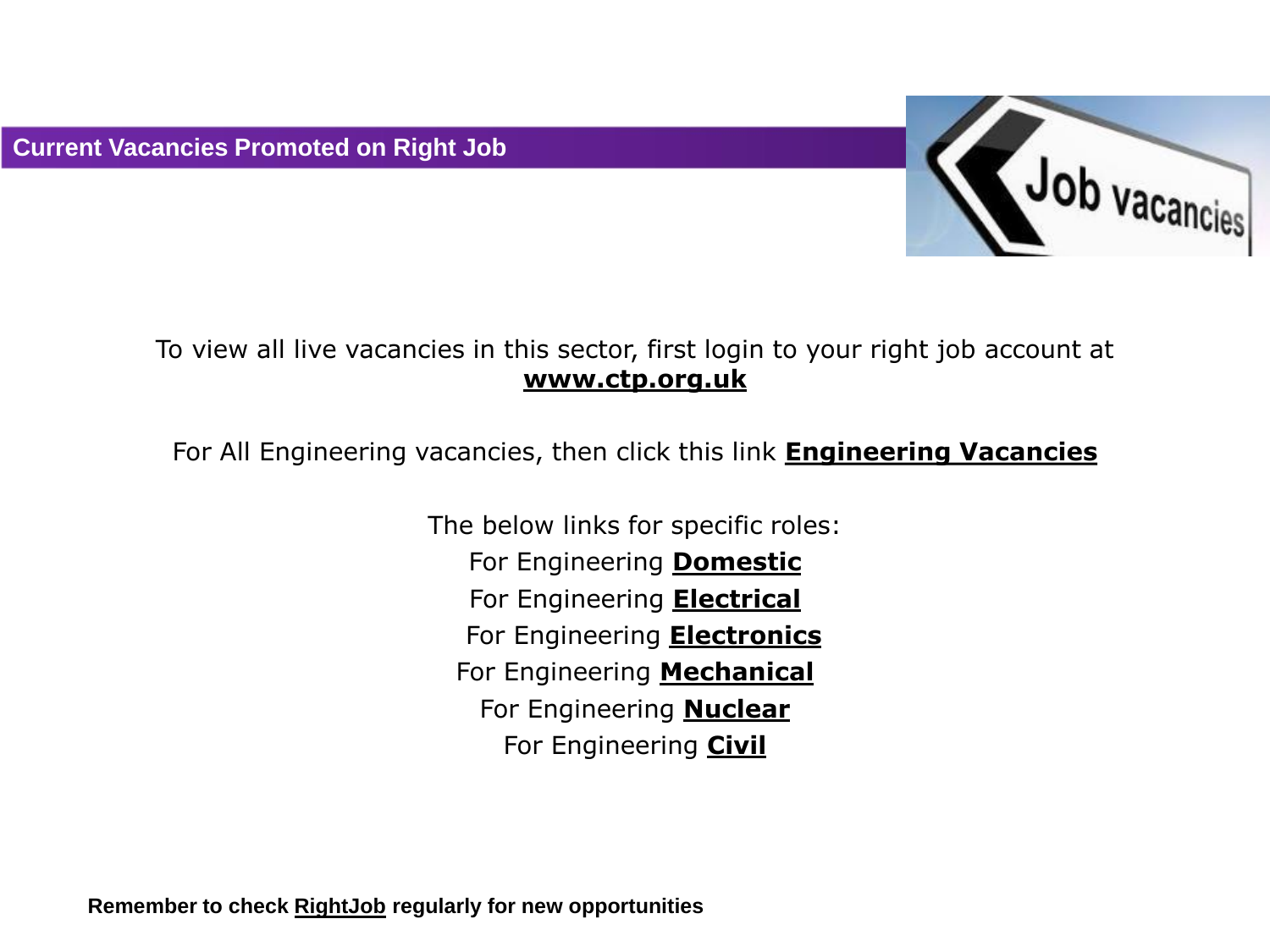## Current Vacancies Promoted on Right Job

To view all live vacancies in this sector, first login to your right job account at **www.ctp.org.uk**

For All Engineering vacancies, then click this link **Engineering Vacancies**

The below links for specific roles:

For Engineering **Domestic**

For Engineering **Electrical**

For Engineering **Electronics**

For Engineering **Mechanical**

For Engineering **Nuclear**

For Engineering **Civil**

**Remember to check RightJob regularly for new opportunities**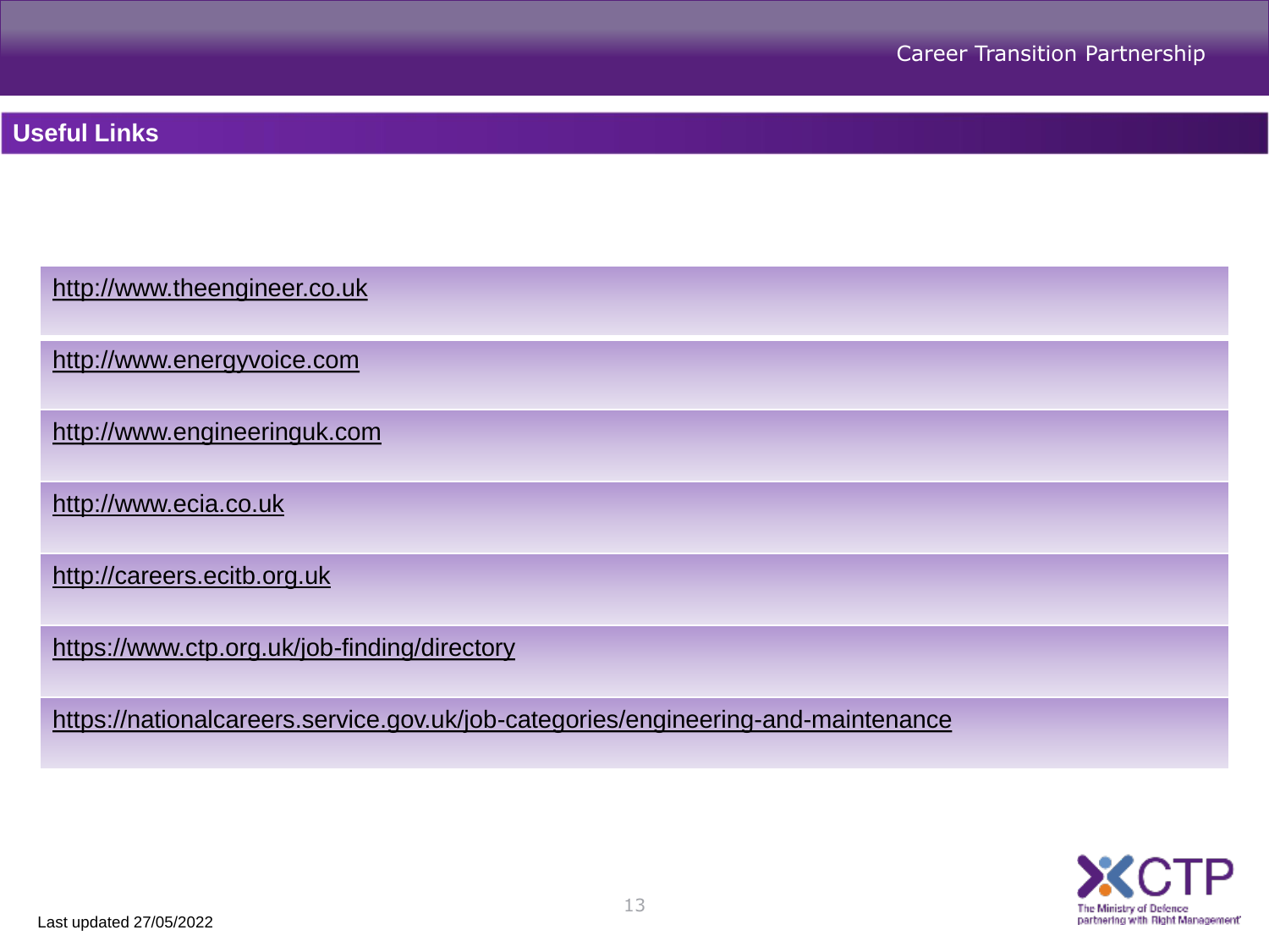## Useful Links

- http://www.theengineer.co.uk
- http://www.energyvoice.com
- http://www.engineeringuk.com
- http://www.ecia.co.uk
- http://careers.ecitb.org.uk
- https://www.ctp.org.uk/job-finding/directory
- https://nationalcareers.service.gov.uk/job-categories/engineering-and-maintenance

Last updated 27/05/2022